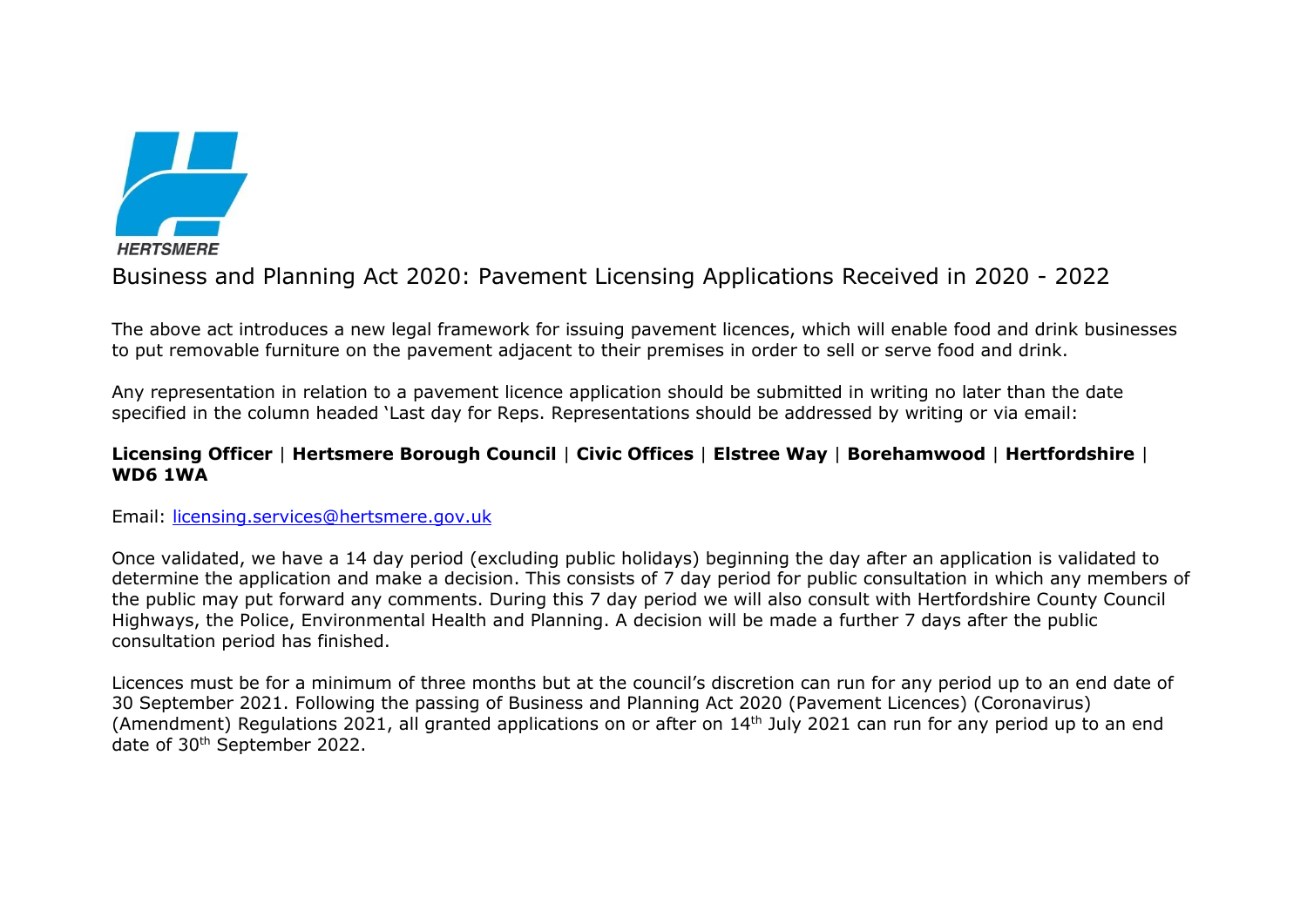HERTSMERE

# Business and Planning Act 2020: Pavement Licensing Applications Received in 2020 - 2022

The above act introduces a new legal framework for issuing pavement licences, which will enable food and drink businesses to put removable furniture on the pavement adjacent to their premises in order to sell or serve food and drink.

Any representation in relation to a pavement licence application should be submitted in writing no later than the date specified in the column headed 'Last day for Reps. Representations should be addressed by writing or via email:

**Licensing Officer** | **Hertsmere Borough Council** | **Civic Offices** | **Elstree Way** | **Borehamwood** | **Hertfordshire** | **WD6 1WA**

Email: licensing.services@hertsmere.gov.uk

Once validated, we have a 14 day period (excluding public holidays) beginning the day after an application is validated to determine the application and make a decision. This consists of 7 day period for public consultation in which any members of the public may put forward any comments. During this 7 day period we will also consult with Hertfordshire County Council Highways, the Police, Environmental Health and Planning. A decision will be made a further 7 days after the public consultation period has finished.

Licences must be for a minimum of three months but at the council's discretion can run for any period up to an end date of 30 September 2021. Following the passing of Business and Planning Act 2020 (Pavement Licences) (Coronavirus) (Amendment) Regulations 2021, all granted applications on or after on 14th July 2021 can run for any period up to an end date of 30th September 2022.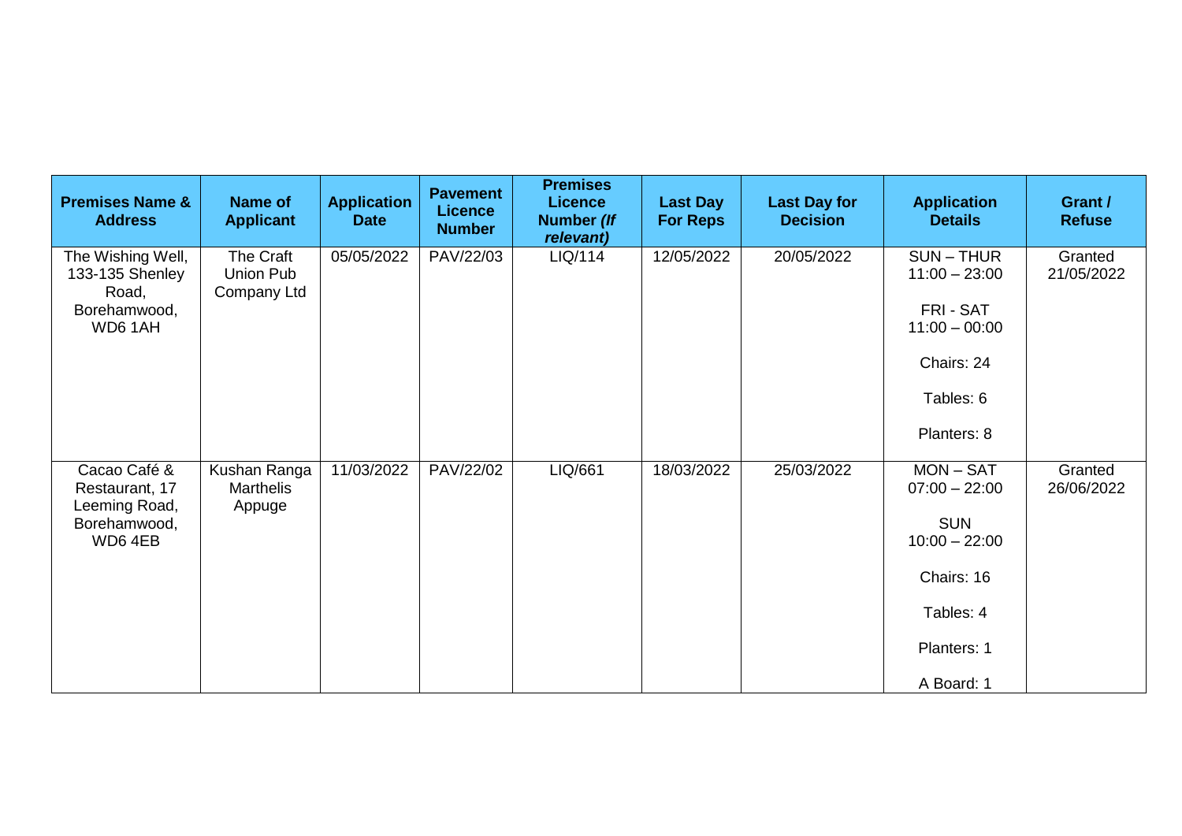| Premises Name & Address | Name of Applicant | Application Date | Pavement Licence Number | Premises Licence Number *(If relevant)* | Last Day For Reps | Last Day for Decision | Application Details | Grant / Refuse |
|---|---|---|---|---|---|---|---|---|
| The Wishing Well, 133-135 Shenley Road, Borehamwood, WD6 1AH | The Craft Union Pub Company Ltd | 05/05/2022 | PAV/22/03 | LIQ/114 | 12/05/2022 | 20/05/2022 | SUN – THUR 11:00 – 23:00<br><br>FRI - SAT 11:00 – 00:00<br><br>Chairs: 24<br><br>Tables: 6<br><br>Planters: 8 | Granted 21/05/2022 |
| Cacao Café & Restaurant, 17 Leeming Road, Borehamwood, WD6 4EB | Kushan Ranga Marthelis Appuge | 11/03/2022 | PAV/22/02 | LIQ/661 | 18/03/2022 | 25/03/2022 | MON – SAT 07:00 – 22:00<br><br>SUN 10:00 – 22:00<br><br>Chairs: 16<br><br>Tables: 4<br><br>Planters: 1<br><br>A Board: 1 | Granted 26/06/2022 |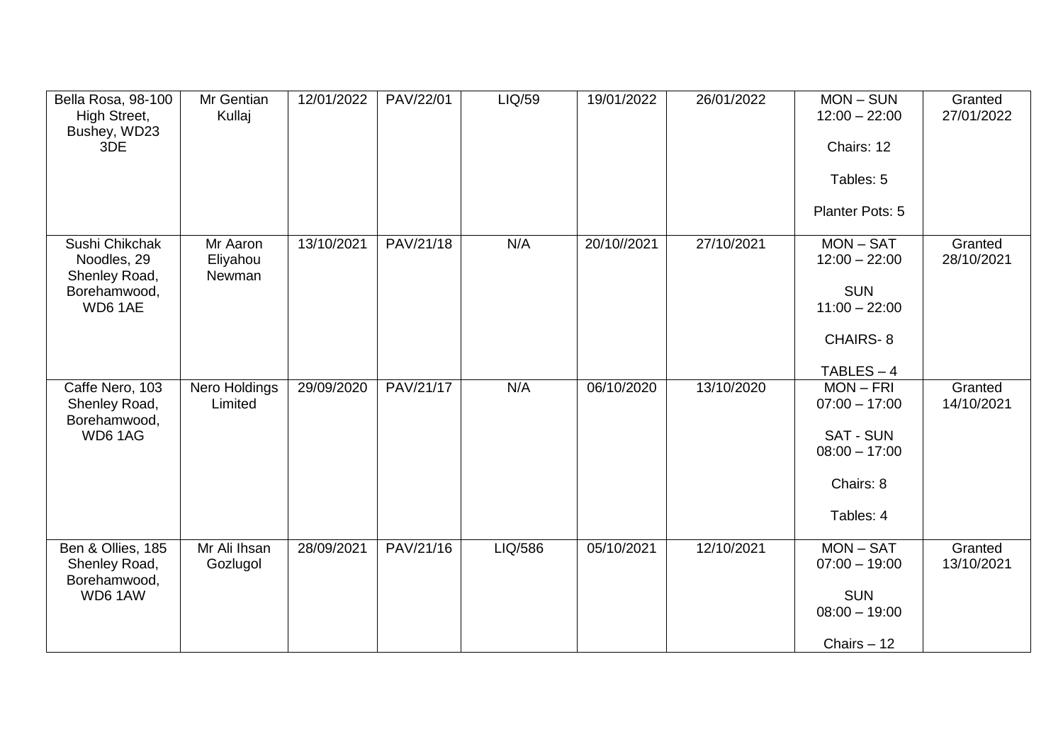| | | | | | | | | |
|---|---|---|---|---|---|---|---|---|
| Bella Rosa, 98-100 High Street, Bushey, WD23 3DE | Mr Gentian Kullaj | 12/01/2022 | PAV/22/01 | LIQ/59 | 19/01/2022 | 26/01/2022 | MON – SUN 12:00 – 22:00<br><br>Chairs: 12<br><br>Tables: 5<br><br>Planter Pots: 5 | Granted 27/01/2022 |
| Sushi Chikchak Noodles, 29 Shenley Road, Borehamwood, WD6 1AE | Mr Aaron Eliyahou Newman | 13/10/2021 | PAV/21/18 | N/A | 20/10//2021 | 27/10/2021 | MON – SAT 12:00 – 22:00<br><br>SUN 11:00 – 22:00<br><br>CHAIRS- 8<br><br>TABLES – 4 | Granted 28/10/2021 |
| Caffe Nero, 103 Shenley Road, Borehamwood, WD6 1AG | Nero Holdings Limited | 29/09/2020 | PAV/21/17 | N/A | 06/10/2020 | 13/10/2020 | MON – FRI 07:00 – 17:00<br><br>SAT - SUN 08:00 – 17:00<br><br>Chairs: 8<br><br>Tables: 4 | Granted 14/10/2021 |
| Ben & Ollies, 185 Shenley Road, Borehamwood, WD6 1AW | Mr Ali Ihsan Gozlugol | 28/09/2021 | PAV/21/16 | LIQ/586 | 05/10/2021 | 12/10/2021 | MON – SAT 07:00 – 19:00<br><br>SUN 08:00 – 19:00<br><br>Chairs – 12 | Granted 13/10/2021 |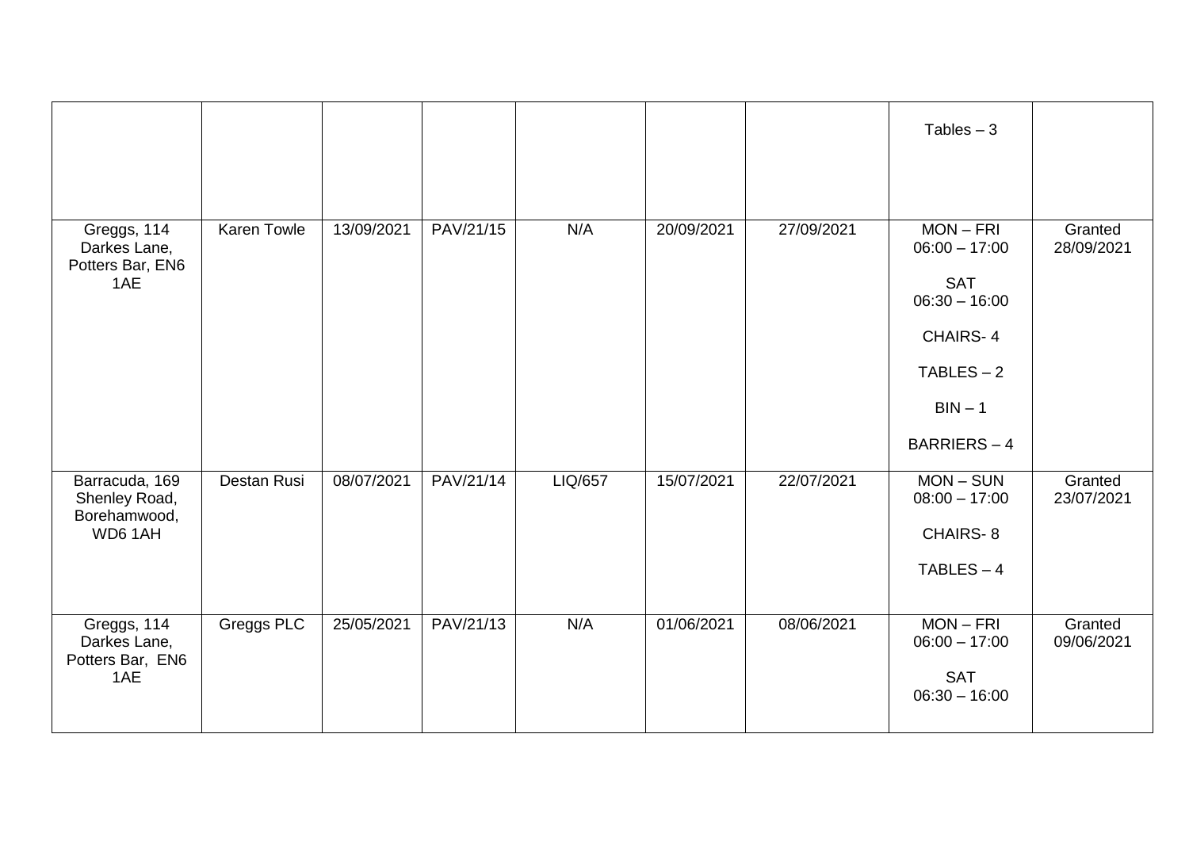| | | | | | | | | |
|---|---|---|---|---|---|---|---|---|
| | | | | | | | Tables – 3 | |
| Greggs, 114 Darkes Lane, Potters Bar, EN6 1AE | Karen Towle | 13/09/2021 | PAV/21/15 | N/A | 20/09/2021 | 27/09/2021 | MON – FRI 06:00 – 17:00<br><br>SAT 06:30 – 16:00<br><br>CHAIRS- 4<br><br>TABLES – 2<br><br>BIN – 1<br><br>BARRIERS – 4 | Granted 28/09/2021 |
| Barracuda, 169 Shenley Road, Borehamwood, WD6 1AH | Destan Rusi | 08/07/2021 | PAV/21/14 | LIQ/657 | 15/07/2021 | 22/07/2021 | MON – SUN 08:00 – 17:00<br><br>CHAIRS- 8<br><br>TABLES – 4 | Granted 23/07/2021 |
| Greggs, 114 Darkes Lane, Potters Bar, EN6 1AE | Greggs PLC | 25/05/2021 | PAV/21/13 | N/A | 01/06/2021 | 08/06/2021 | MON – FRI 06:00 – 17:00<br><br>SAT 06:30 – 16:00 | Granted 09/06/2021 |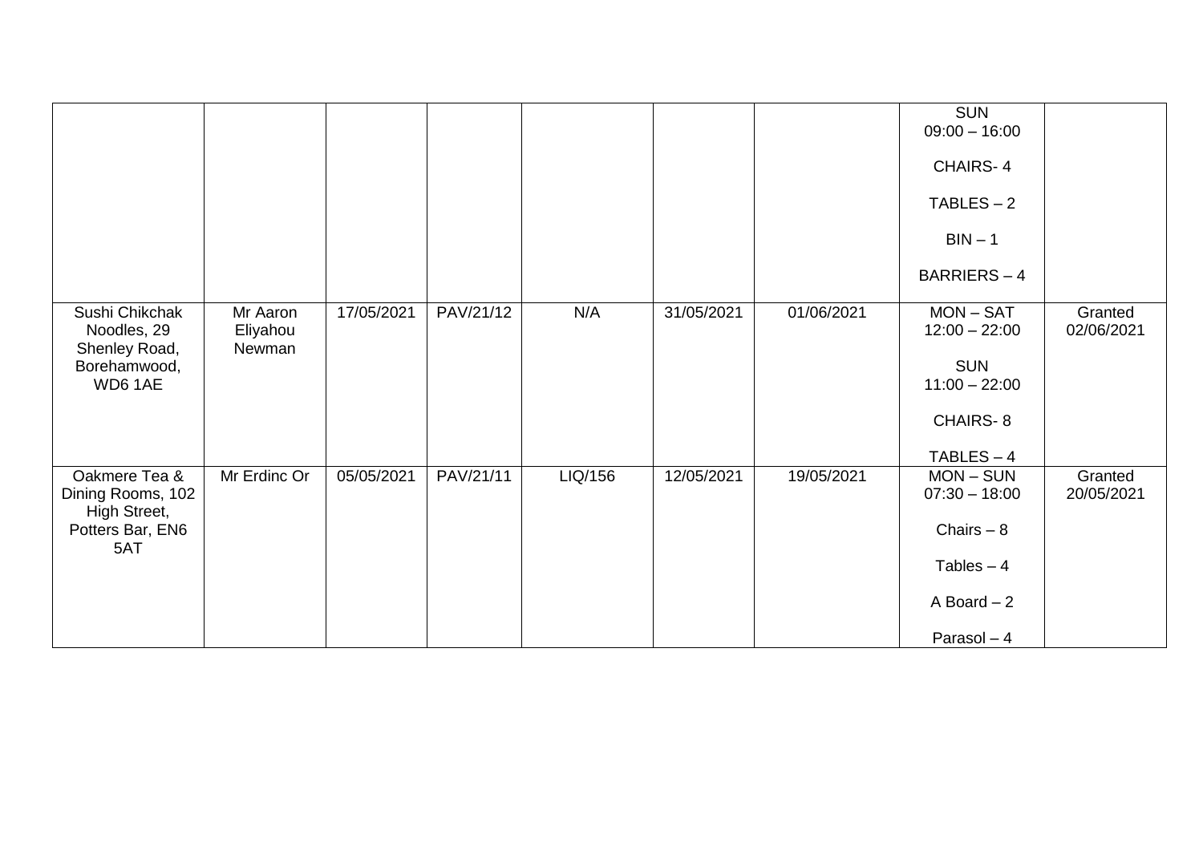| | | | | | | | | |
|---|---|---|---|---|---|---|---|---|
| | | | | | | | SUN 09:00 – 16:00<br><br>CHAIRS- 4<br><br>TABLES – 2<br><br>BIN – 1<br><br>BARRIERS – 4 | |
| Sushi Chikchak Noodles, 29 Shenley Road, Borehamwood, WD6 1AE | Mr Aaron Eliyahou Newman | 17/05/2021 | PAV/21/12 | N/A | 31/05/2021 | 01/06/2021 | MON – SAT 12:00 – 22:00<br><br>SUN 11:00 – 22:00<br><br>CHAIRS- 8<br><br>TABLES – 4 | Granted 02/06/2021 |
| Oakmere Tea & Dining Rooms, 102 High Street, Potters Bar, EN6 5AT | Mr Erdinc Or | 05/05/2021 | PAV/21/11 | LIQ/156 | 12/05/2021 | 19/05/2021 | MON – SUN 07:30 – 18:00<br><br>Chairs – 8<br><br>Tables – 4<br><br>A Board – 2<br><br>Parasol – 4 | Granted 20/05/2021 |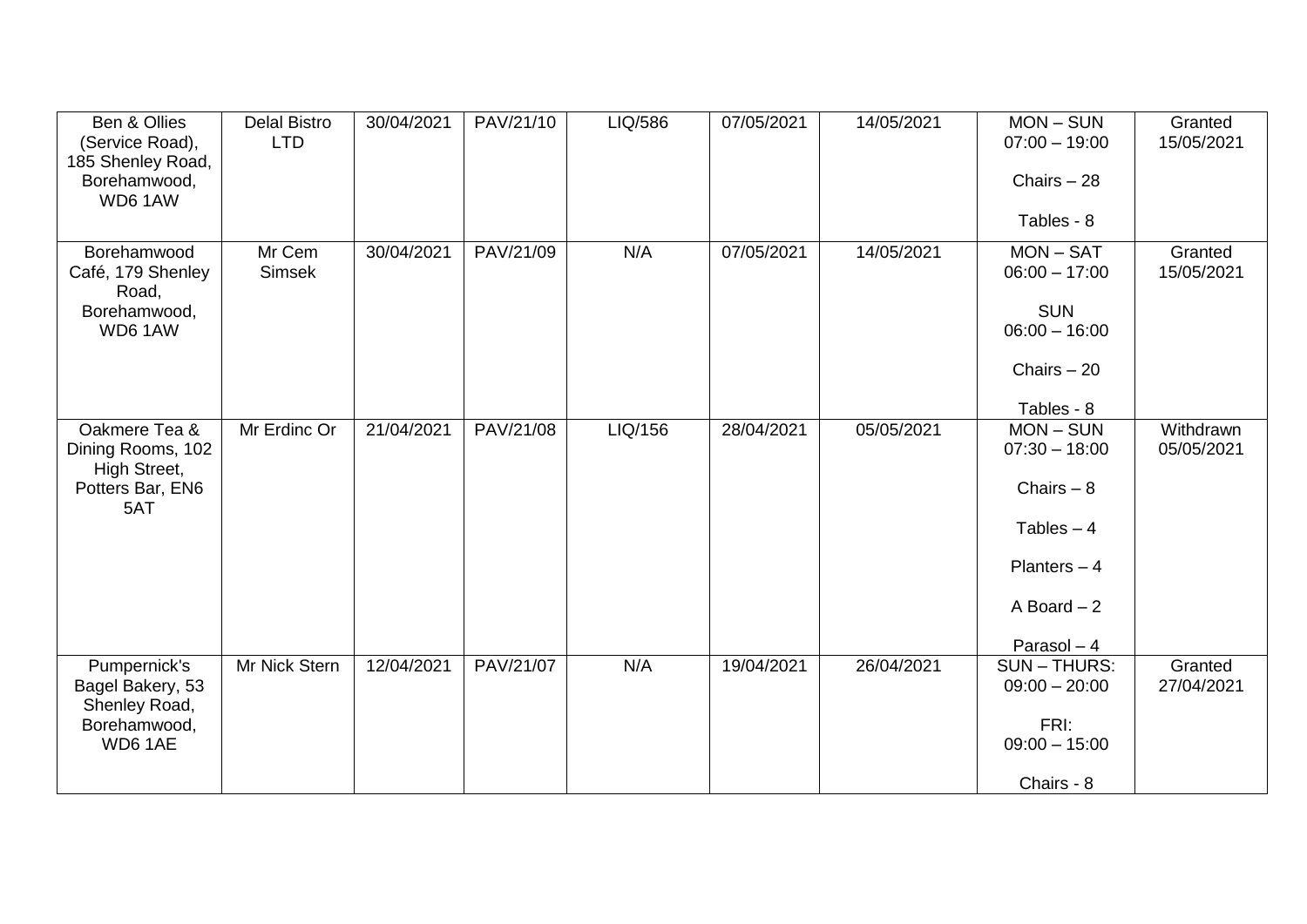| | | | | | | | | |
|---|---|---|---|---|---|---|---|---|
| Ben & Ollies (Service Road), 185 Shenley Road, Borehamwood, WD6 1AW | Delal Bistro LTD | 30/04/2021 | PAV/21/10 | LIQ/586 | 07/05/2021 | 14/05/2021 | MON – SUN 07:00 – 19:00<br><br>Chairs – 28<br><br>Tables - 8 | Granted 15/05/2021 |
| Borehamwood Café, 179 Shenley Road, Borehamwood, WD6 1AW | Mr Cem Simsek | 30/04/2021 | PAV/21/09 | N/A | 07/05/2021 | 14/05/2021 | MON – SAT 06:00 – 17:00<br><br>SUN 06:00 – 16:00<br><br>Chairs – 20<br><br>Tables - 8 | Granted 15/05/2021 |
| Oakmere Tea & Dining Rooms, 102 High Street, Potters Bar, EN6 5AT | Mr Erdinc Or | 21/04/2021 | PAV/21/08 | LIQ/156 | 28/04/2021 | 05/05/2021 | MON – SUN 07:30 – 18:00<br><br>Chairs – 8<br><br>Tables – 4<br><br>Planters – 4<br><br>A Board – 2<br><br>Parasol – 4 | Withdrawn 05/05/2021 |
| Pumpernick's Bagel Bakery, 53 Shenley Road, Borehamwood, WD6 1AE | Mr Nick Stern | 12/04/2021 | PAV/21/07 | N/A | 19/04/2021 | 26/04/2021 | SUN – THURS: 09:00 – 20:00<br><br>FRI: 09:00 – 15:00<br><br>Chairs - 8 | Granted 27/04/2021 |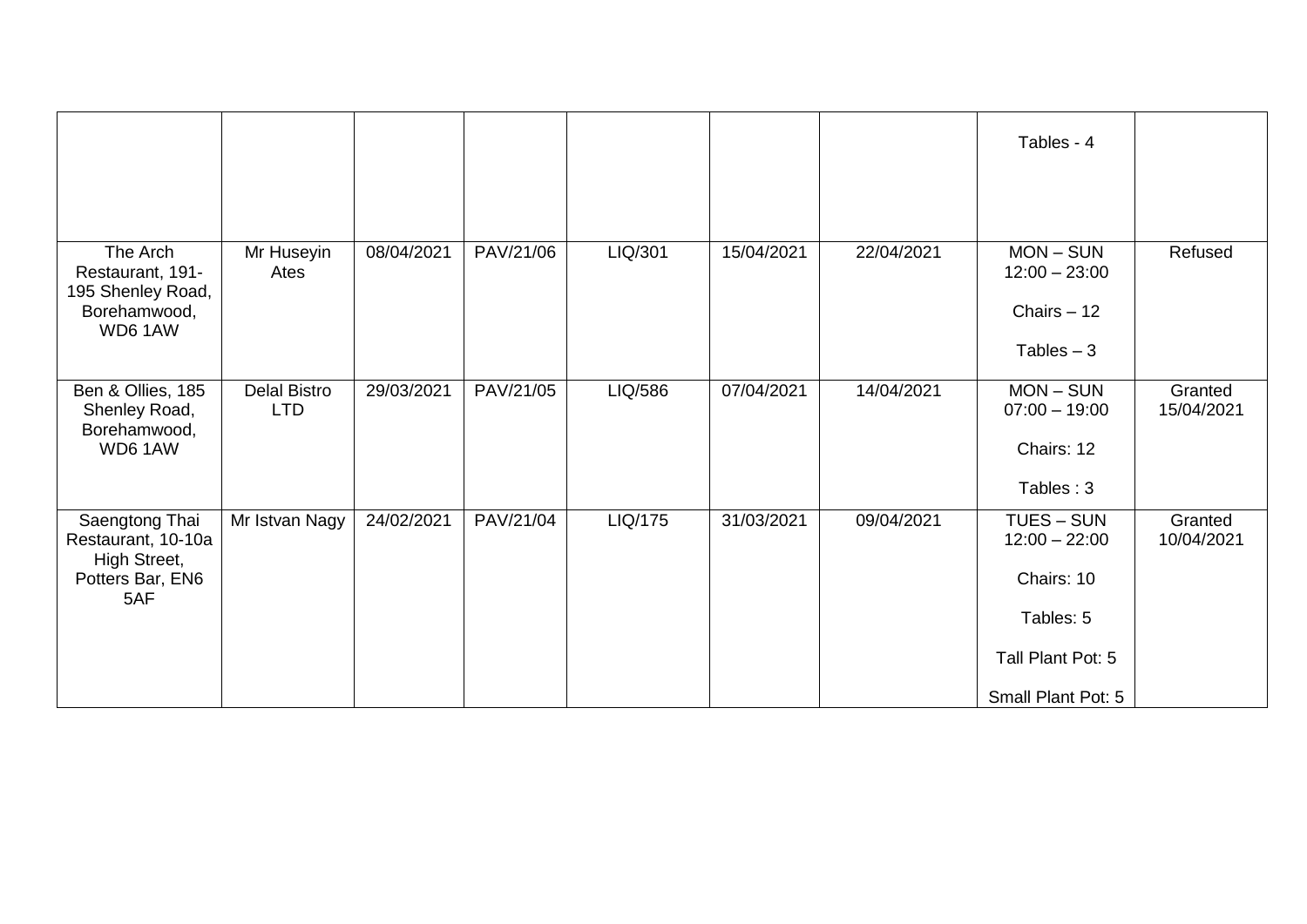| | | | | | | | | |
|---|---|---|---|---|---|---|---|---|
| | | | | | | | Tables - 4 | |
| The Arch Restaurant, 191-195 Shenley Road, Borehamwood, WD6 1AW | Mr Huseyin Ates | 08/04/2021 | PAV/21/06 | LIQ/301 | 15/04/2021 | 22/04/2021 | MON – SUN 12:00 – 23:00<br><br>Chairs – 12<br><br>Tables – 3 | Refused |
| Ben & Ollies, 185 Shenley Road, Borehamwood, WD6 1AW | Delal Bistro LTD | 29/03/2021 | PAV/21/05 | LIQ/586 | 07/04/2021 | 14/04/2021 | MON – SUN 07:00 – 19:00<br><br>Chairs: 12<br><br>Tables : 3 | Granted 15/04/2021 |
| Saengtong Thai Restaurant, 10-10a High Street, Potters Bar, EN6 5AF | Mr Istvan Nagy | 24/02/2021 | PAV/21/04 | LIQ/175 | 31/03/2021 | 09/04/2021 | TUES – SUN 12:00 – 22:00<br><br>Chairs: 10<br><br>Tables: 5<br><br>Tall Plant Pot: 5<br><br>Small Plant Pot: 5 | Granted 10/04/2021 |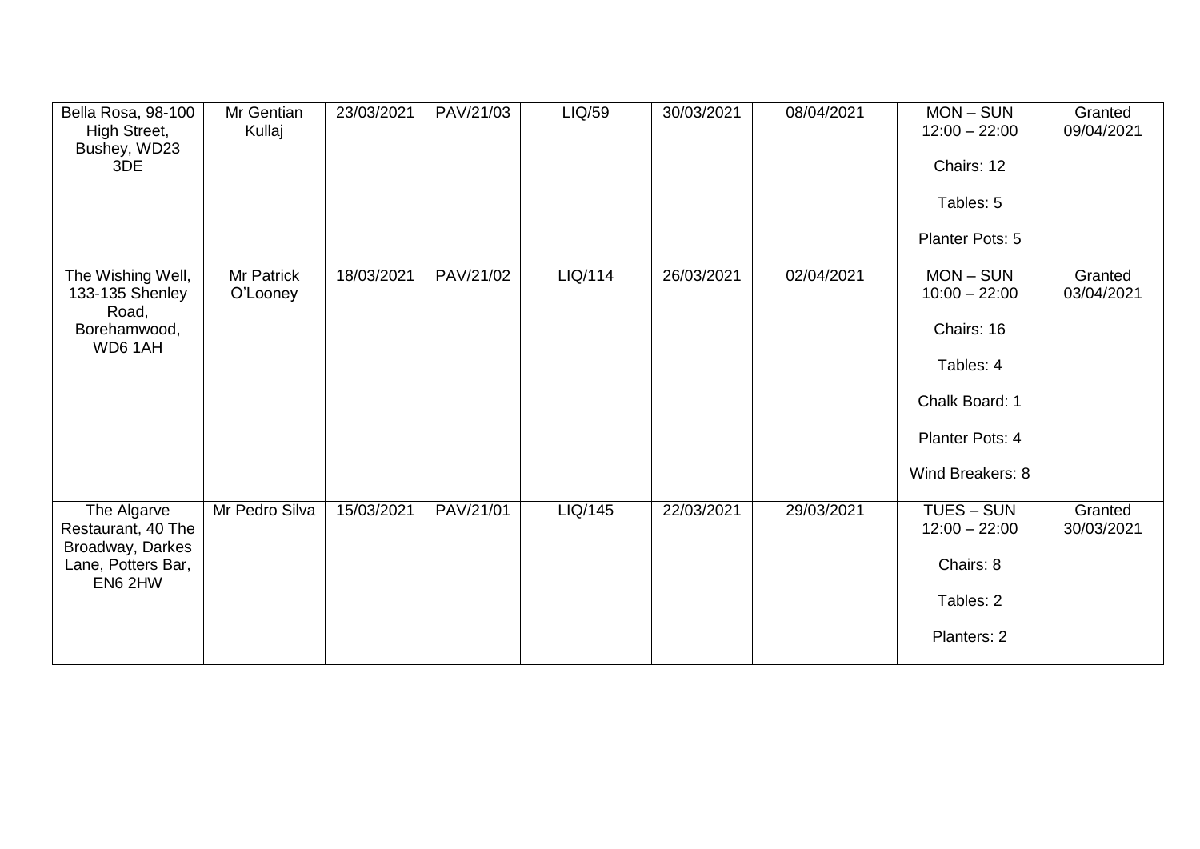| | | | | | | | | |
|---|---|---|---|---|---|---|---|---|
| Bella Rosa, 98-100 High Street, Bushey, WD23 3DE | Mr Gentian Kullaj | 23/03/2021 | PAV/21/03 | LIQ/59 | 30/03/2021 | 08/04/2021 | MON – SUN 12:00 – 22:00<br><br>Chairs: 12<br><br>Tables: 5<br><br>Planter Pots: 5 | Granted 09/04/2021 |
| The Wishing Well, 133-135 Shenley Road, Borehamwood, WD6 1AH | Mr Patrick O'Looney | 18/03/2021 | PAV/21/02 | LIQ/114 | 26/03/2021 | 02/04/2021 | MON – SUN 10:00 – 22:00<br><br>Chairs: 16<br><br>Tables: 4<br><br>Chalk Board: 1<br><br>Planter Pots: 4<br><br>Wind Breakers: 8 | Granted 03/04/2021 |
| The Algarve Restaurant, 40 The Broadway, Darkes Lane, Potters Bar, EN6 2HW | Mr Pedro Silva | 15/03/2021 | PAV/21/01 | LIQ/145 | 22/03/2021 | 29/03/2021 | TUES – SUN 12:00 – 22:00<br><br>Chairs: 8<br><br>Tables: 2<br><br>Planters: 2 | Granted 30/03/2021 |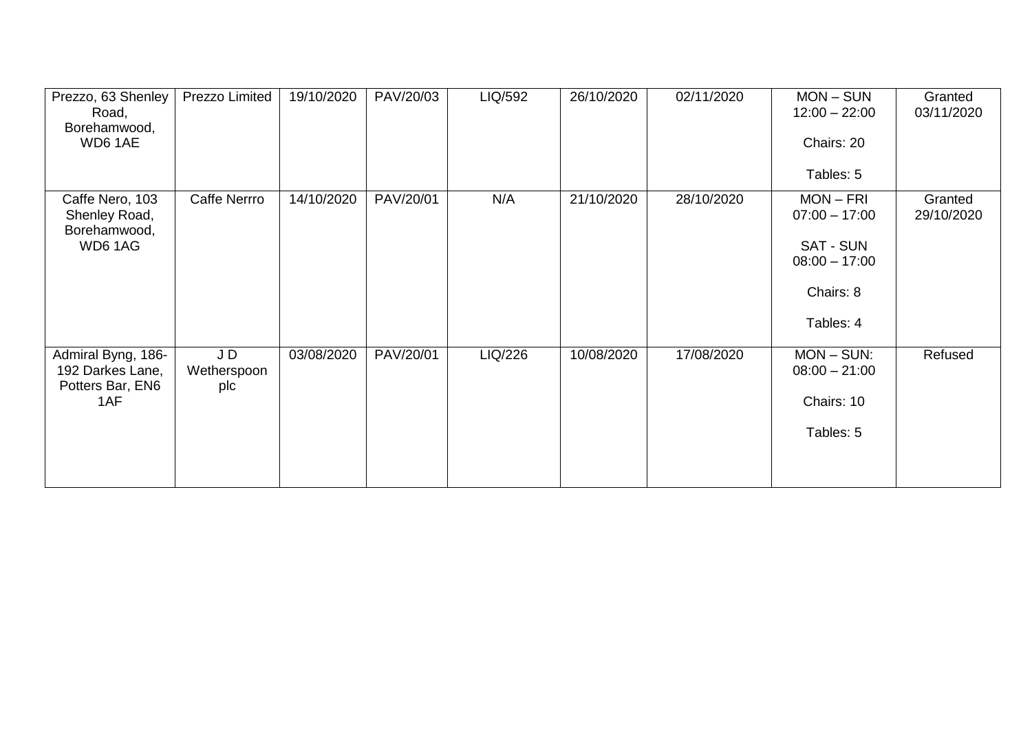| | | | | | | | | |
|---|---|---|---|---|---|---|---|---|
| Prezzo, 63 Shenley Road, Borehamwood, WD6 1AE | Prezzo Limited | 19/10/2020 | PAV/20/03 | LIQ/592 | 26/10/2020 | 02/11/2020 | MON – SUN 12:00 – 22:00<br><br>Chairs: 20<br><br>Tables: 5 | Granted 03/11/2020 |
| Caffe Nero, 103 Shenley Road, Borehamwood, WD6 1AG | Caffe Nerrro | 14/10/2020 | PAV/20/01 | N/A | 21/10/2020 | 28/10/2020 | MON – FRI 07:00 – 17:00<br><br>SAT - SUN 08:00 – 17:00<br><br>Chairs: 8<br><br>Tables: 4 | Granted 29/10/2020 |
| Admiral Byng, 186-192 Darkes Lane, Potters Bar, EN6 1AF | J D Wetherspoon plc | 03/08/2020 | PAV/20/01 | LIQ/226 | 10/08/2020 | 17/08/2020 | MON – SUN: 08:00 – 21:00<br><br>Chairs: 10<br><br>Tables: 5 | Refused |